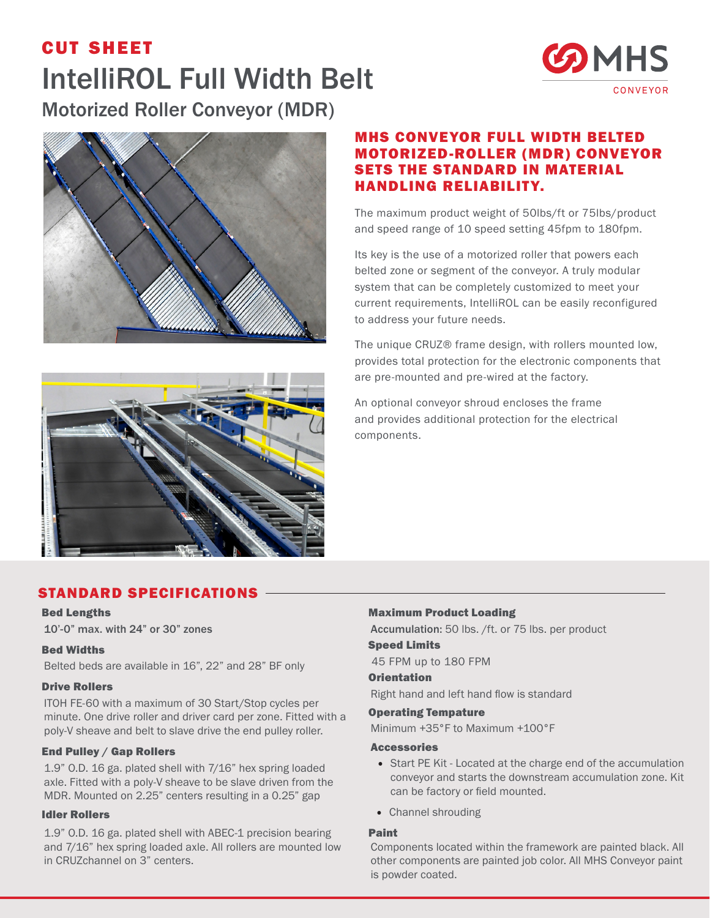# CUT SHEET

# IntelliROL Full Width Belt

## Motorized Roller Conveyor (MDR)

## MHS CONVEYOR FULL WIDTH BELTED MOTORIZED-ROLLER (MDR) CONVEYOR SETS THE STANDARD IN MATERIAL HANDLING RELIABILITY.

The maximum product weight of 50lbs/ft or 75lbs/product and speed range of 10 speed setting 45fpm to 180fpm.

Its key is the use of a motorized roller that powers each belted zone or segment of the conveyor. A truly modular system that can be completely customized to meet your current requirements, IntelliROL can be easily reconfigured to address your future needs.

The unique CRUZ® frame design, with rollers mounted low, provides total protection for the electronic components that are pre-mounted and pre-wired at the factory.

An optional conveyor shroud encloses the frame and provides additional protection for the electrical components.

## STANDARD SPECIFICATIONS

**Bed Lengths**

10'-0" max. with 24" or 30" zones

**Bed Widths**

Belted beds are available in 16", 22" and 28" BF only

**Drive Rollers**

ITOH FE-60 with a maximum of 30 Start/Stop cycles per minute. One drive roller and driver card per zone. Fitted with a poly-V sheave and belt to slave drive the end pulley roller.

**End Pulley / Gap Rollers**

1.9" O.D. 16 ga. plated shell with 7/16" hex spring loaded axle. Fitted with a poly-V sheave to be slave driven from the MDR. Mounted on 2.25" centers resulting in a 0.25" gap

**Idler Rollers**

1.9" O.D. 16 ga. plated shell with ABEC-1 precision bearing and 7/16" hex spring loaded axle. All rollers are mounted low in CRUZchannel on 3" centers.

**Maximum Product Loading**

**Accumulation:** 50 lbs. /ft. or 75 lbs. per product

**Speed Limits**

45 FPM up to 180 FPM

**Orientation**

Right hand and left hand flow is standard

**Operating Tempature**

Minimum +35°F to Maximum +100°F

**Accessories**

- Start PE Kit - Located at the charge end of the accumulation conveyor and starts the downstream accumulation zone. Kit can be factory or field mounted.
- Channel shrouding

**Paint**

Components located within the framework are painted black. All other components are painted job color. All MHS Conveyor paint is powder coated.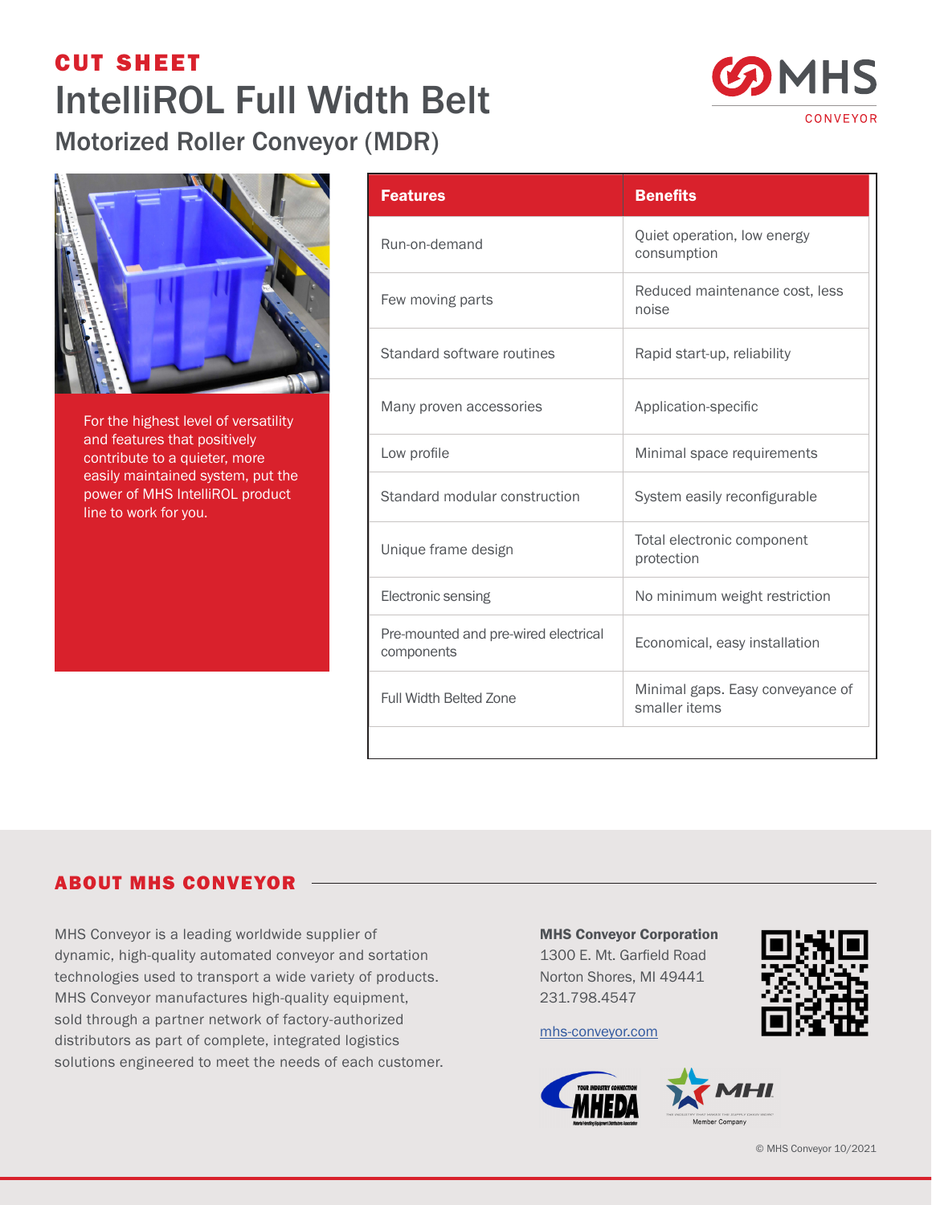**CUT SHEET**

# IntelliROL Full Width Belt

## Motorized Roller Conveyor (MDR)

For the highest level of versatility and features that positively contribute to a quieter, more easily maintained system, put the power of MHS IntelliROL product line to work for you.

| Features | Benefits |
|---|---|
| Run-on-demand | Quiet operation, low energy consumption |
| Few moving parts | Reduced maintenance cost, less noise |
| Standard software routines | Rapid start-up, reliability |
| Many proven accessories | Application-specific |
| Low profile | Minimal space requirements |
| Standard modular construction | System easily reconfigurable |
| Unique frame design | Total electronic component protection |
| Electronic sensing | No minimum weight restriction |
| Pre-mounted and pre-wired electrical components | Economical, easy installation |
| Full Width Belted Zone | Minimal gaps. Easy conveyance of smaller items |

## ABOUT MHS CONVEYOR

MHS Conveyor is a leading worldwide supplier of dynamic, high-quality automated conveyor and sortation technologies used to transport a wide variety of products. MHS Conveyor manufactures high-quality equipment, sold through a partner network of factory-authorized distributors as part of complete, integrated logistics solutions engineered to meet the needs of each customer.

**MHS Conveyor Corporation**
1300 E. Mt. Garfield Road
Norton Shores, MI 49441
231.798.4547

mhs-conveyor.com

© MHS Conveyor 10/2021